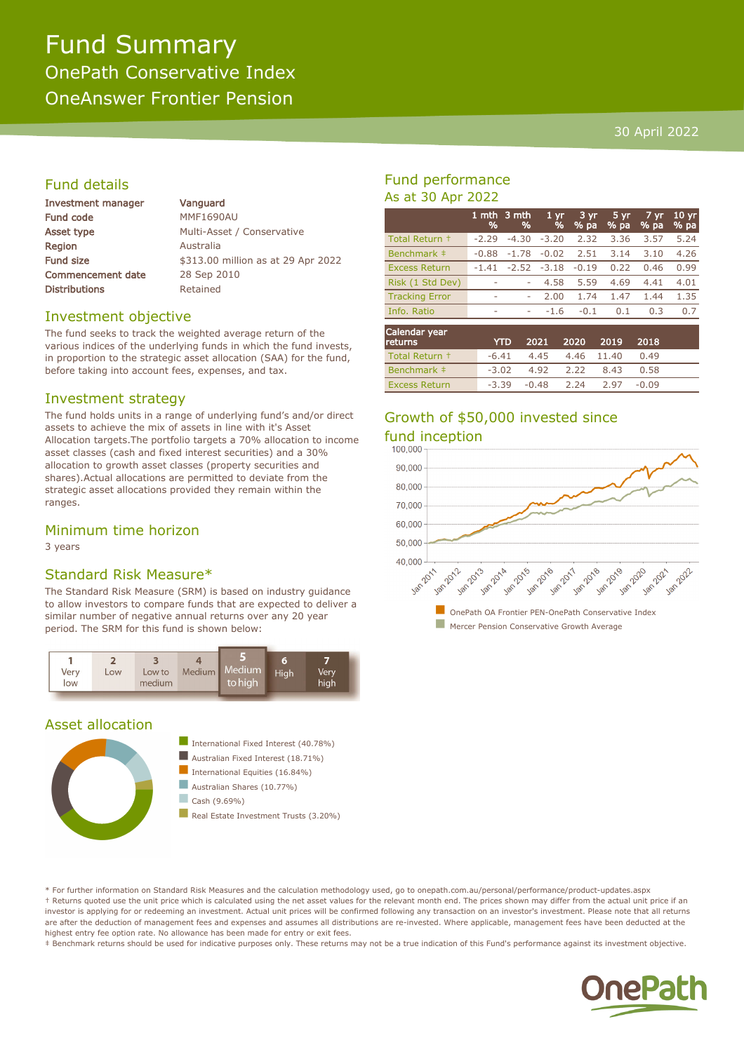# Fund Summary

## OnePath Conservative Index

## OneAnswer Frontier Pension

30 April 2022

## Fund details

| | |
|---|---|
| Investment manager | Vanguard |
| Fund code | MMF1690AU |
| Asset type | Multi-Asset / Conservative |
| Region | Australia |
| Fund size | $313.00 million as at 29 Apr 2022 |
| Commencement date | 28 Sep 2010 |
| Distributions | Retained |

## Investment objective

The fund seeks to track the weighted average return of the various indices of the underlying funds in which the fund invests, in proportion to the strategic asset allocation (SAA) for the fund, before taking into account fees, expenses, and tax.

## Investment strategy

The fund holds units in a range of underlying fund's and/or direct assets to achieve the mix of assets in line with it's Asset Allocation targets.The portfolio targets a 70% allocation to income asset classes (cash and fixed interest securities) and a 30% allocation to growth asset classes (property securities and shares).Actual allocations are permitted to deviate from the strategic asset allocations provided they remain within the ranges.

## Minimum time horizon

3 years

## Standard Risk Measure*

The Standard Risk Measure (SRM) is based on industry guidance to allow investors to compare funds that are expected to deliver a similar number of negative annual returns over any 20 year period. The SRM for this fund is shown below:

| 1 | 2 | 3 | 4 | **5** | 6 | 7 |
|---|---|---|---|---|---|---|
| Very low | Low | Low to medium | Medium | **Medium to high** | High | Very high |

## Asset allocation

- International Fixed Interest (40.78%)
- Australian Fixed Interest (18.71%)
- International Equities (16.84%)
- Australian Shares (10.77%)
- Cash (9.69%)
- Real Estate Investment Trusts (3.20%)

## Fund performance

As at 30 Apr 2022

| | 1 mth % | 3 mth % | 1 yr % | 3 yr % pa | 5 yr % pa | 7 yr % pa | 10 yr % pa |
|---|---|---|---|---|---|---|---|
| Total Return † | -2.29 | -4.30 | -3.20 | 2.32 | 3.36 | 3.57 | 5.24 |
| Benchmark ‡ | -0.88 | -1.78 | -0.02 | 2.51 | 3.14 | 3.10 | 4.26 |
| Excess Return | -1.41 | -2.52 | -3.18 | -0.19 | 0.22 | 0.46 | 0.99 |
| Risk (1 Std Dev) | - | - | 4.58 | 5.59 | 4.69 | 4.41 | 4.01 |
| Tracking Error | - | - | 2.00 | 1.74 | 1.47 | 1.44 | 1.35 |
| Info. Ratio | - | - | -1.6 | -0.1 | 0.1 | 0.3 | 0.7 |

| Calendar year returns | YTD | 2021 | 2020 | 2019 | 2018 |
|---|---|---|---|---|---|
| Total Return † | -6.41 | 4.45 | 4.46 | 11.40 | 0.49 |
| Benchmark ‡ | -3.02 | 4.92 | 2.22 | 8.43 | 0.58 |
| Excess Return | -3.39 | -0.48 | 2.24 | 2.97 | -0.09 |

## Growth of $50,000 invested since fund inception

- OnePath OA Frontier PEN-OnePath Conservative Index
- Mercer Pension Conservative Growth Average

\* For further information on Standard Risk Measures and the calculation methodology used, go to onepath.com.au/personal/performance/product-updates.aspx

† Returns quoted use the unit price which is calculated using the net asset values for the relevant month end. The prices shown may differ from the actual unit price if an investor is applying for or redeeming an investment. Actual unit prices will be confirmed following any transaction on an investor's investment. Please note that all returns are after the deduction of management fees and expenses and assumes all distributions are re-invested. Where applicable, management fees have been deducted at the highest entry fee option rate. No allowance has been made for entry or exit fees.

‡ Benchmark returns should be used for indicative purposes only. These returns may not be a true indication of this Fund's performance against its investment objective.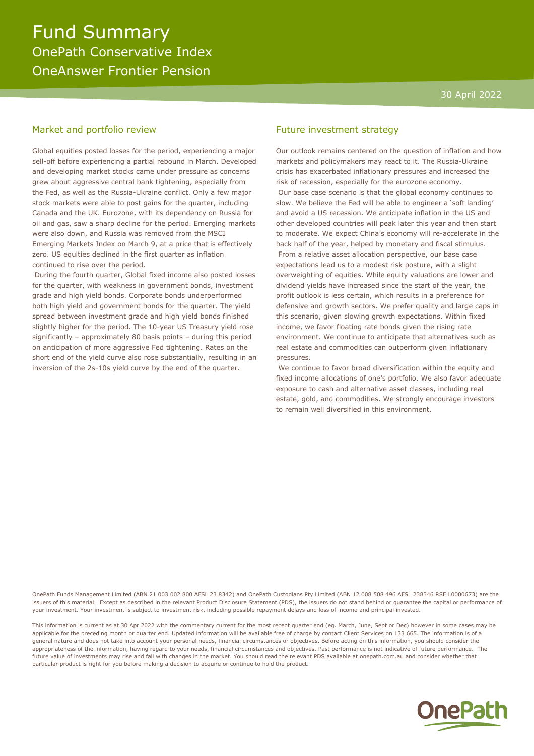# Fund Summary

## OnePath Conservative Index

## OneAnswer Frontier Pension

30 April 2022

### Market and portfolio review

Global equities posted losses for the period, experiencing a major sell-off before experiencing a partial rebound in March. Developed and developing market stocks came under pressure as concerns grew about aggressive central bank tightening, especially from the Fed, as well as the Russia-Ukraine conflict. Only a few major stock markets were able to post gains for the quarter, including Canada and the UK. Eurozone, with its dependency on Russia for oil and gas, saw a sharp decline for the period. Emerging markets were also down, and Russia was removed from the MSCI Emerging Markets Index on March 9, at a price that is effectively zero. US equities declined in the first quarter as inflation continued to rise over the period.

During the fourth quarter, Global fixed income also posted losses for the quarter, with weakness in government bonds, investment grade and high yield bonds. Corporate bonds underperformed both high yield and government bonds for the quarter. The yield spread between investment grade and high yield bonds finished slightly higher for the period. The 10-year US Treasury yield rose significantly – approximately 80 basis points – during this period on anticipation of more aggressive Fed tightening. Rates on the short end of the yield curve also rose substantially, resulting in an inversion of the 2s-10s yield curve by the end of the quarter.

### Future investment strategy

Our outlook remains centered on the question of inflation and how markets and policymakers may react to it. The Russia-Ukraine crisis has exacerbated inflationary pressures and increased the risk of recession, especially for the eurozone economy.

Our base case scenario is that the global economy continues to slow. We believe the Fed will be able to engineer a 'soft landing' and avoid a US recession. We anticipate inflation in the US and other developed countries will peak later this year and then start to moderate. We expect China's economy will re-accelerate in the back half of the year, helped by monetary and fiscal stimulus.

From a relative asset allocation perspective, our base case expectations lead us to a modest risk posture, with a slight overweighting of equities. While equity valuations are lower and dividend yields have increased since the start of the year, the profit outlook is less certain, which results in a preference for defensive and growth sectors. We prefer quality and large caps in this scenario, given slowing growth expectations. Within fixed income, we favor floating rate bonds given the rising rate environment. We continue to anticipate that alternatives such as real estate and commodities can outperform given inflationary pressures.

We continue to favor broad diversification within the equity and fixed income allocations of one's portfolio. We also favor adequate exposure to cash and alternative asset classes, including real estate, gold, and commodities. We strongly encourage investors to remain well diversified in this environment.

OnePath Funds Management Limited (ABN 21 003 002 800 AFSL 23 8342) and OnePath Custodians Pty Limited (ABN 12 008 508 496 AFSL 238346 RSE L0000673) are the issuers of this material. Except as described in the relevant Product Disclosure Statement (PDS), the issuers do not stand behind or guarantee the capital or performance of your investment. Your investment is subject to investment risk, including possible repayment delays and loss of income and principal invested.

This information is current as at 30 Apr 2022 with the commentary current for the most recent quarter end (eg. March, June, Sept or Dec) however in some cases may be applicable for the preceding month or quarter end. Updated information will be available free of charge by contact Client Services on 133 665. The information is of a general nature and does not take into account your personal needs, financial circumstances or objectives. Before acting on this information, you should consider the appropriateness of the information, having regard to your needs, financial circumstances and objectives. Past performance is not indicative of future performance. The future value of investments may rise and fall with changes in the market. You should read the relevant PDS available at onepath.com.au and consider whether that particular product is right for you before making a decision to acquire or continue to hold the product.

OnePath